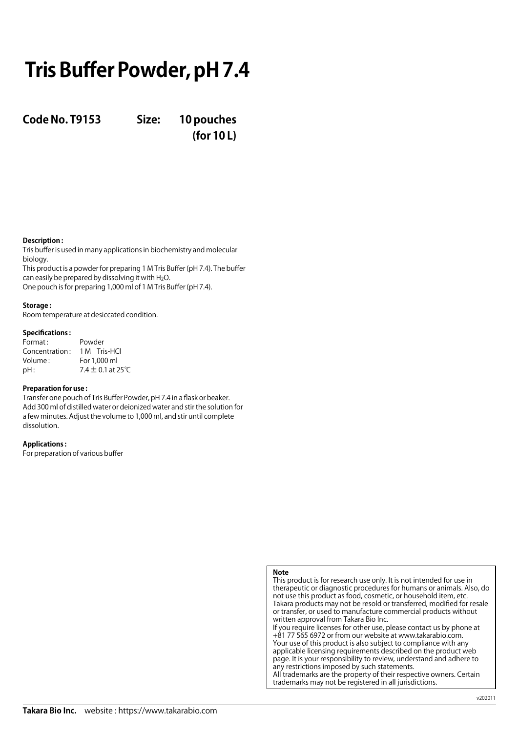# Tris Buffer Powder, pH 7.4

**Code No. T9153 Size: 10 pouches (for 10 L)**

**Description :**
Tris buffer is used in many applications in biochemistry and molecular biology.
This product is a powder for preparing 1 M Tris Buffer (pH 7.4). The buffer can easily be prepared by dissolving it with $H_2O$.
One pouch is for preparing 1,000 ml of 1 M Tris Buffer (pH 7.4).

**Storage :**
Room temperature at desiccated condition.

**Specifications :**

| | |
|---|---|
| Format : | Powder |
| Concentration : | 1 M Tris-HCl |
| Volume : | For 1,000 ml |
| pH : | 7.4 ± 0.1 at 25℃ |

**Preparation for use :**
Transfer one pouch of Tris Buffer Powder, pH 7.4 in a flask or beaker. Add 300 ml of distilled water or deionized water and stir the solution for a few minutes. Adjust the volume to 1,000 ml, and stir until complete dissolution.

**Applications :**
For preparation of various buffer

**Note**
This product is for research use only. It is not intended for use in therapeutic or diagnostic procedures for humans or animals. Also, do not use this product as food, cosmetic, or household item, etc.
Takara products may not be resold or transferred, modified for resale or transfer, or used to manufacture commercial products without written approval from Takara Bio Inc.
If you require licenses for other use, please contact us by phone at +81 77 565 6972 or from our website at www.takarabio.com.
Your use of this product is also subject to compliance with any applicable licensing requirements described on the product web page. It is your responsibility to review, understand and adhere to any restrictions imposed by such statements.
All trademarks are the property of their respective owners. Certain trademarks may not be registered in all jurisdictions.

v202011

**Takara Bio Inc.** website : https://www.takarabio.com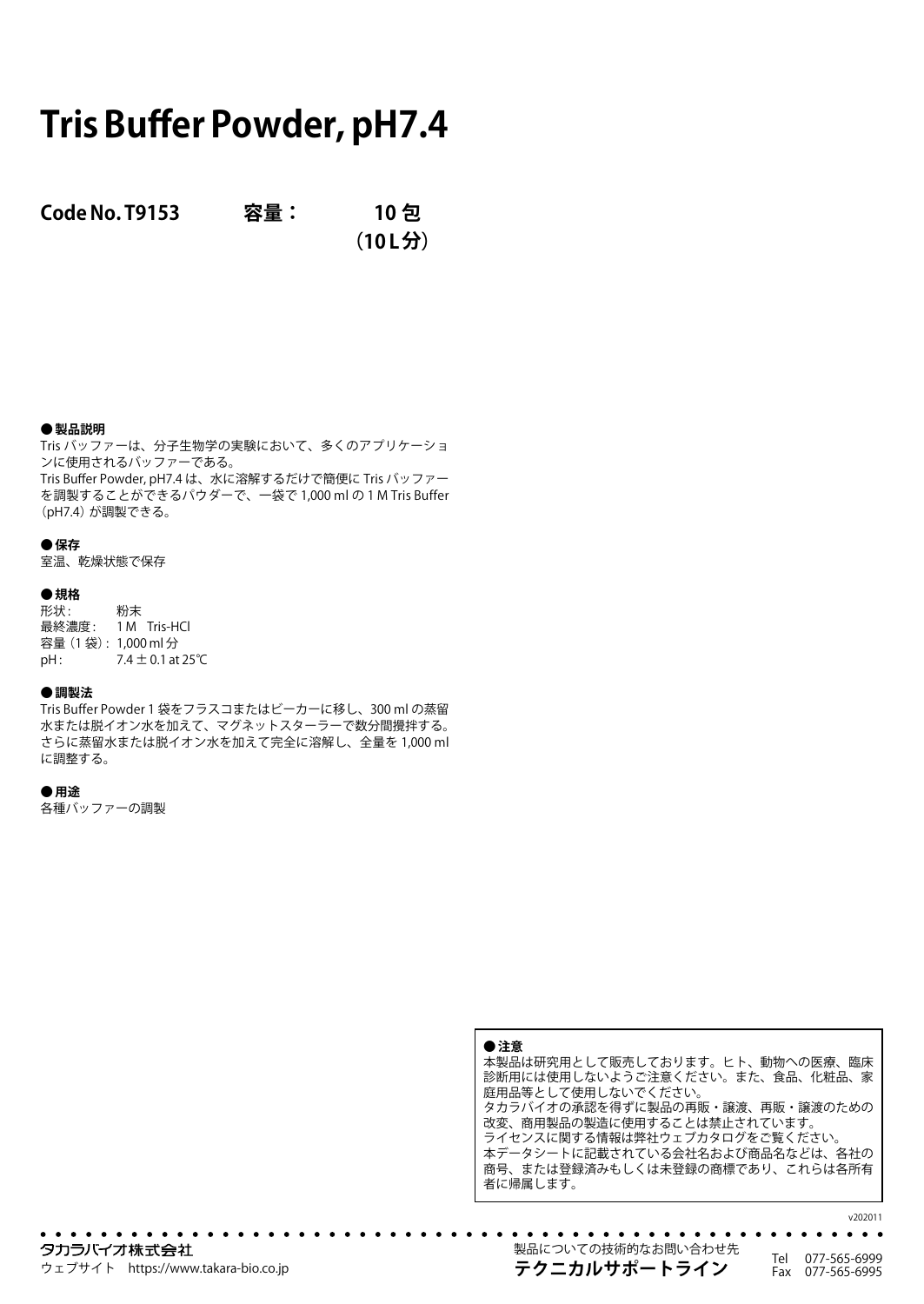# Tris Buffer Powder, pH7.4

**Code No. T9153　　容量：　10 包（10 L 分）**

**● 製品説明**

Tris バッファーは、分子生物学の実験において、多くのアプリケーションに使用されるバッファーである。
Tris Buffer Powder, pH7.4 は、水に溶解するだけで簡便に Tris バッファーを調製することができるパウダーで、一袋で 1,000 ml の 1 M Tris Buffer（pH7.4）が調製できる。

**● 保存**

室温、乾燥状態で保存

**● 規格**

形状：　粉末
最終濃度：　1 M　Tris-HCl
容量（1 袋）：1,000 ml 分
pH：　7.4 ± 0.1 at 25℃

**● 調製法**

Tris Buffer Powder 1 袋をフラスコまたはビーカーに移し、300 ml の蒸留水または脱イオン水を加えて、マグネットスターラーで数分間撹拌する。さらに蒸留水または脱イオン水を加えて完全に溶解し、全量を 1,000 ml に調整する。

**● 用途**

各種バッファーの調製

**● 注意**

本製品は研究用として販売しております。ヒト、動物への医療、臨床診断用には使用しないようご注意ください。また、食品、化粧品、家庭用品等として使用しないでください。
タカラバイオの承認を得ずに製品の再販・譲渡、再販・譲渡のための改変、商用製品の製造に使用することは禁止されています。
ライセンスに関する情報は弊社ウェブカタログをご覧ください。
本データシートに記載されている会社名および商品名などは、各社の商号、または登録済みもしくは未登録の商標であり、これらは各所有者に帰属します。

v202011

タカラバイオ株式会社
ウェブサイト　https://www.takara-bio.co.jp

製品についての技術的なお問い合わせ先
テクニカルサポートライン
Tel　077-565-6999
Fax　077-565-6995